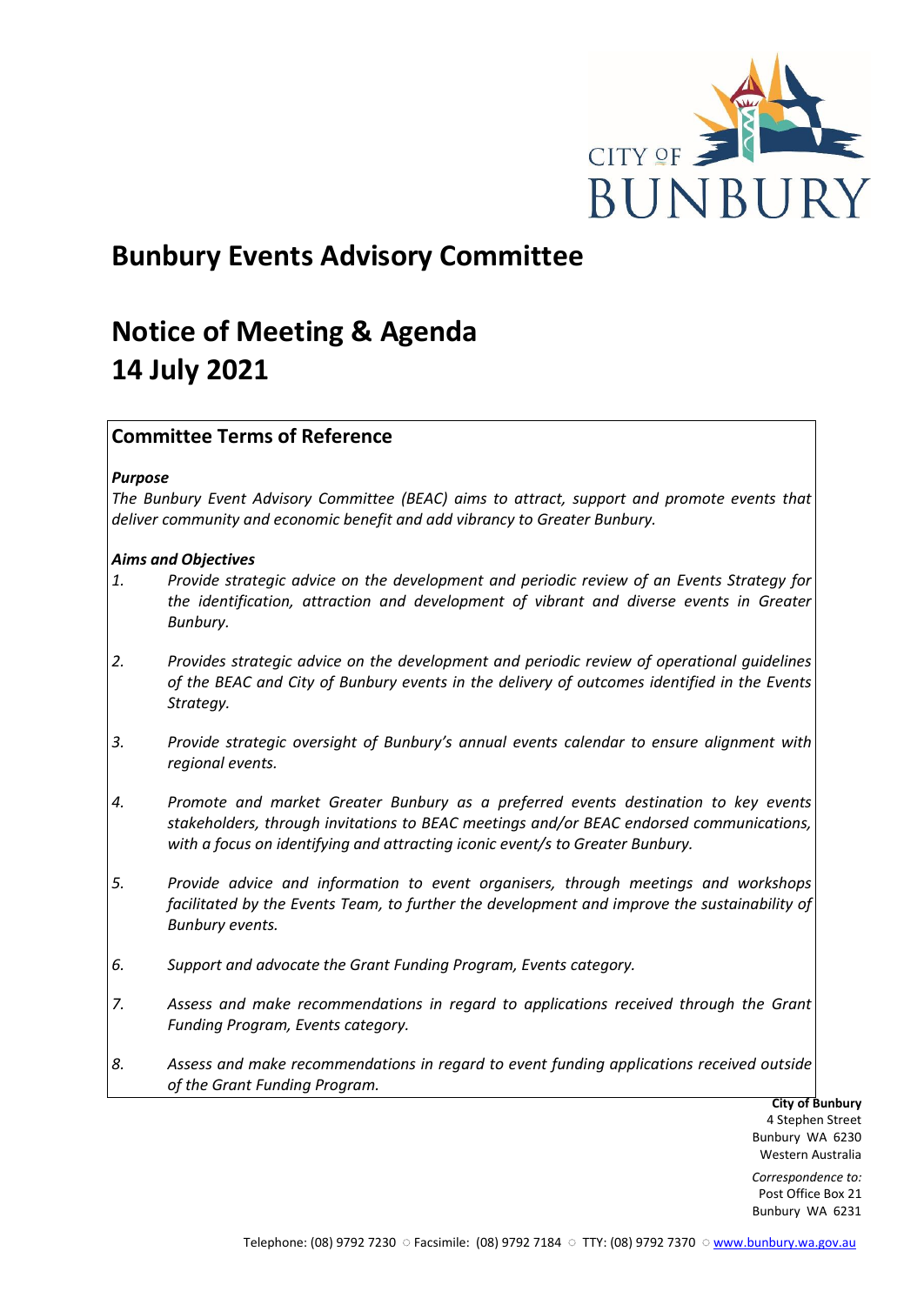# Bunbury Events Advisory Committee

# Notice of Meeting & Agenda
# 14 July 2021

## Committee Terms of Reference

***Purpose***

*The Bunbury Event Advisory Committee (BEAC) aims to attract, support and promote events that deliver community and economic benefit and add vibrancy to Greater Bunbury.*

***Aims and Objectives***

1. *Provide strategic advice on the development and periodic review of an Events Strategy for the identification, attraction and development of vibrant and diverse events in Greater Bunbury.*
2. *Provides strategic advice on the development and periodic review of operational guidelines of the BEAC and City of Bunbury events in the delivery of outcomes identified in the Events Strategy.*
3. *Provide strategic oversight of Bunbury's annual events calendar to ensure alignment with regional events.*
4. *Promote and market Greater Bunbury as a preferred events destination to key events stakeholders, through invitations to BEAC meetings and/or BEAC endorsed communications, with a focus on identifying and attracting iconic event/s to Greater Bunbury.*
5. *Provide advice and information to event organisers, through meetings and workshops facilitated by the Events Team, to further the development and improve the sustainability of Bunbury events.*
6. *Support and advocate the Grant Funding Program, Events category.*
7. *Assess and make recommendations in regard to applications received through the Grant Funding Program, Events category.*
8. *Assess and make recommendations in regard to event funding applications received outside of the Grant Funding Program.*

**City of Bunbury**
4 Stephen Street
Bunbury WA 6230
Western Australia

*Correspondence to:*
Post Office Box 21
Bunbury WA 6231

Telephone: (08) 9792 7230 ○ Facsimile: (08) 9792 7184 ○ TTY: (08) 9792 7370 ○ www.bunbury.wa.gov.au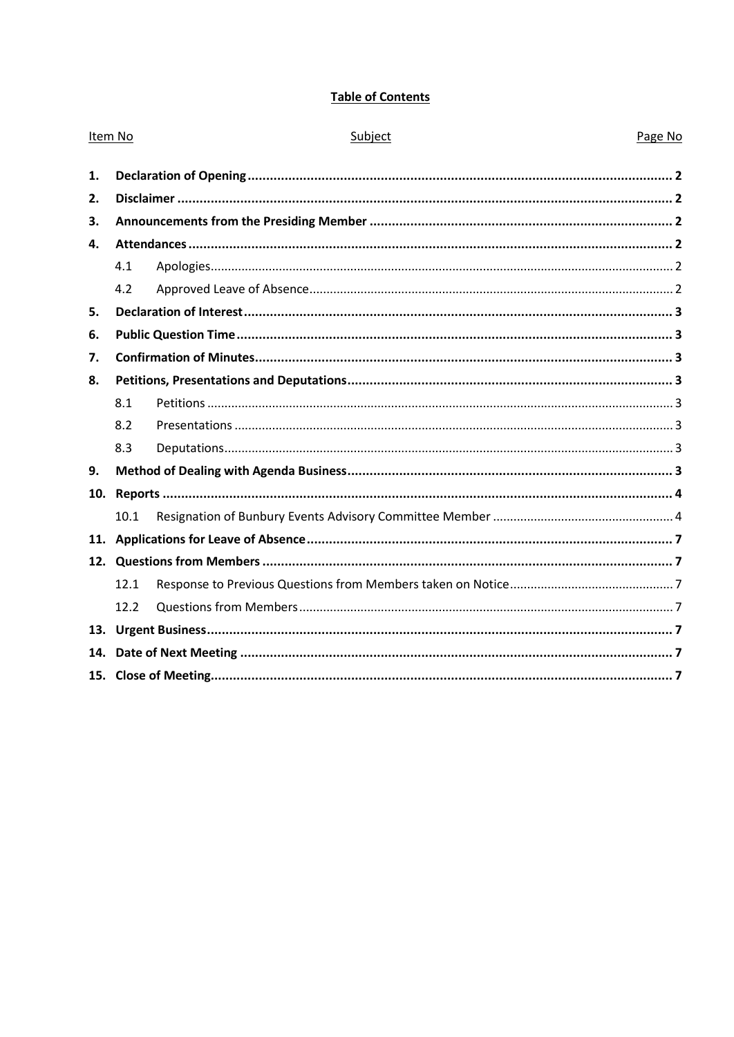**Table of Contents**

| Item No | Subject | Page No |
|---|---|---|
| **1.** | **Declaration of Opening** | **2** |
| **2.** | **Disclaimer** | **2** |
| **3.** | **Announcements from the Presiding Member** | **2** |
| **4.** | **Attendances** | **2** |
| 4.1 | Apologies | 2 |
| 4.2 | Approved Leave of Absence | 2 |
| **5.** | **Declaration of Interest** | **3** |
| **6.** | **Public Question Time** | **3** |
| **7.** | **Confirmation of Minutes** | **3** |
| **8.** | **Petitions, Presentations and Deputations** | **3** |
| 8.1 | Petitions | 3 |
| 8.2 | Presentations | 3 |
| 8.3 | Deputations | 3 |
| **9.** | **Method of Dealing with Agenda Business** | **3** |
| **10.** | **Reports** | **4** |
| 10.1 | Resignation of Bunbury Events Advisory Committee Member | 4 |
| **11.** | **Applications for Leave of Absence** | **7** |
| **12.** | **Questions from Members** | **7** |
| 12.1 | Response to Previous Questions from Members taken on Notice | 7 |
| 12.2 | Questions from Members | 7 |
| **13.** | **Urgent Business** | **7** |
| **14.** | **Date of Next Meeting** | **7** |
| **15.** | **Close of Meeting** | **7** |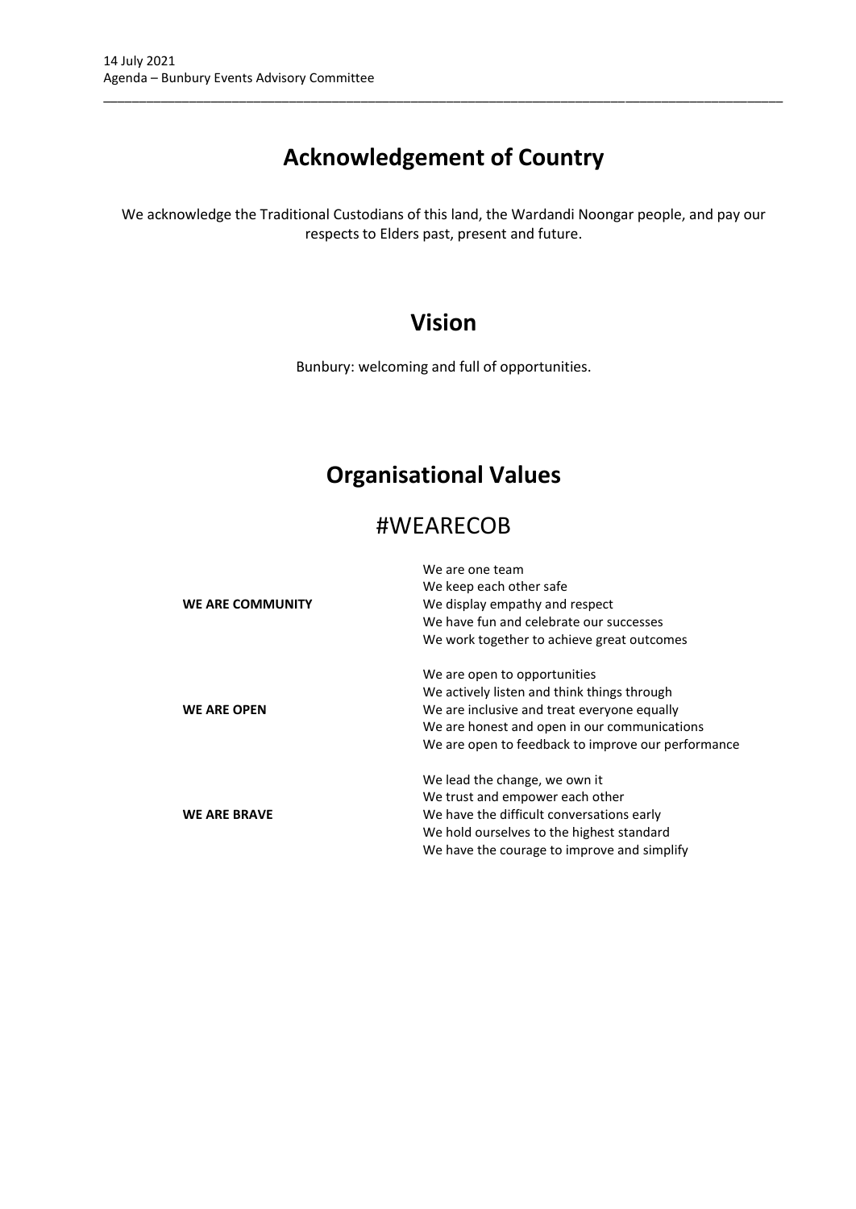# Acknowledgement of Country

We acknowledge the Traditional Custodians of this land, the Wardandi Noongar people, and pay our respects to Elders past, present and future.

# Vision

Bunbury: welcoming and full of opportunities.

# Organisational Values

## #WEARECOB

| | |
|---|---|
| **WE ARE COMMUNITY** | We are one team<br>We keep each other safe<br>We display empathy and respect<br>We have fun and celebrate our successes<br>We work together to achieve great outcomes |
| **WE ARE OPEN** | We are open to opportunities<br>We actively listen and think things through<br>We are inclusive and treat everyone equally<br>We are honest and open in our communications<br>We are open to feedback to improve our performance |
| **WE ARE BRAVE** | We lead the change, we own it<br>We trust and empower each other<br>We have the difficult conversations early<br>We hold ourselves to the highest standard<br>We have the courage to improve and simplify |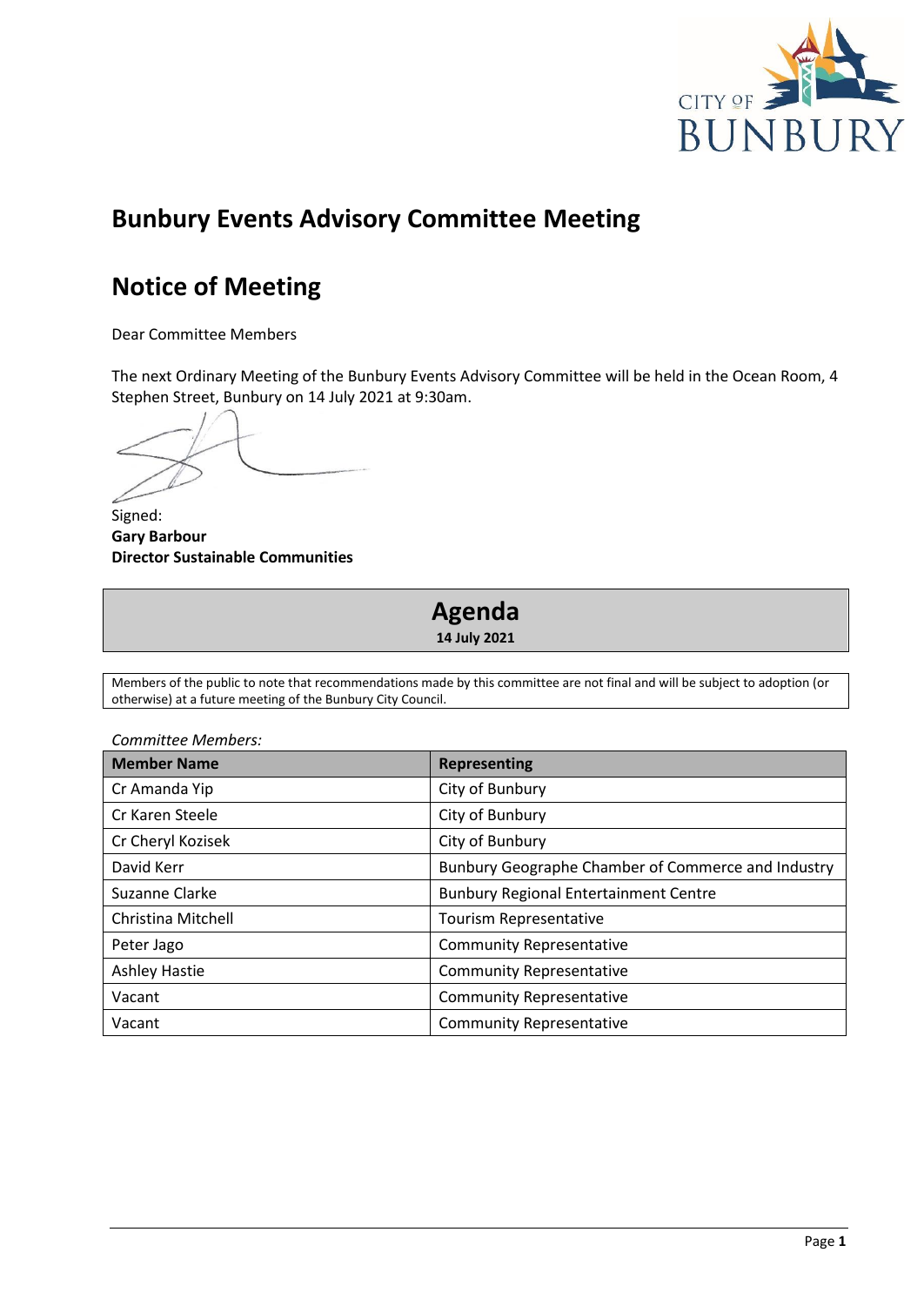# Bunbury Events Advisory Committee Meeting

# Notice of Meeting

Dear Committee Members

The next Ordinary Meeting of the Bunbury Events Advisory Committee will be held in the Ocean Room, 4 Stephen Street, Bunbury on 14 July 2021 at 9:30am.

Signed:
**Gary Barbour**
**Director Sustainable Communities**

## Agenda

**14 July 2021**

Members of the public to note that recommendations made by this committee are not final and will be subject to adoption (or otherwise) at a future meeting of the Bunbury City Council.

*Committee Members:*

| Member Name | Representing |
|---|---|
| Cr Amanda Yip | City of Bunbury |
| Cr Karen Steele | City of Bunbury |
| Cr Cheryl Kozisek | City of Bunbury |
| David Kerr | Bunbury Geographe Chamber of Commerce and Industry |
| Suzanne Clarke | Bunbury Regional Entertainment Centre |
| Christina Mitchell | Tourism Representative |
| Peter Jago | Community Representative |
| Ashley Hastie | Community Representative |
| Vacant | Community Representative |
| Vacant | Community Representative |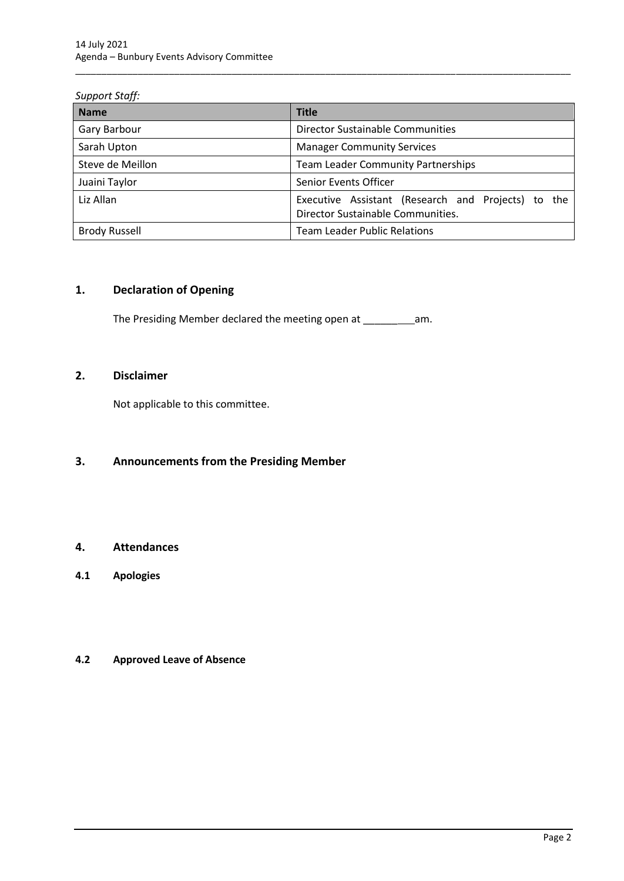*Support Staff:*

| Name | Title |
|---|---|
| Gary Barbour | Director Sustainable Communities |
| Sarah Upton | Manager Community Services |
| Steve de Meillon | Team Leader Community Partnerships |
| Juaini Taylor | Senior Events Officer |
| Liz Allan | Executive Assistant (Research and Projects) to the Director Sustainable Communities. |
| Brody Russell | Team Leader Public Relations |

## 1. Declaration of Opening

The Presiding Member declared the meeting open at _________am.

## 2. Disclaimer

Not applicable to this committee.

## 3. Announcements from the Presiding Member

## 4. Attendances

### 4.1 Apologies

### 4.2 Approved Leave of Absence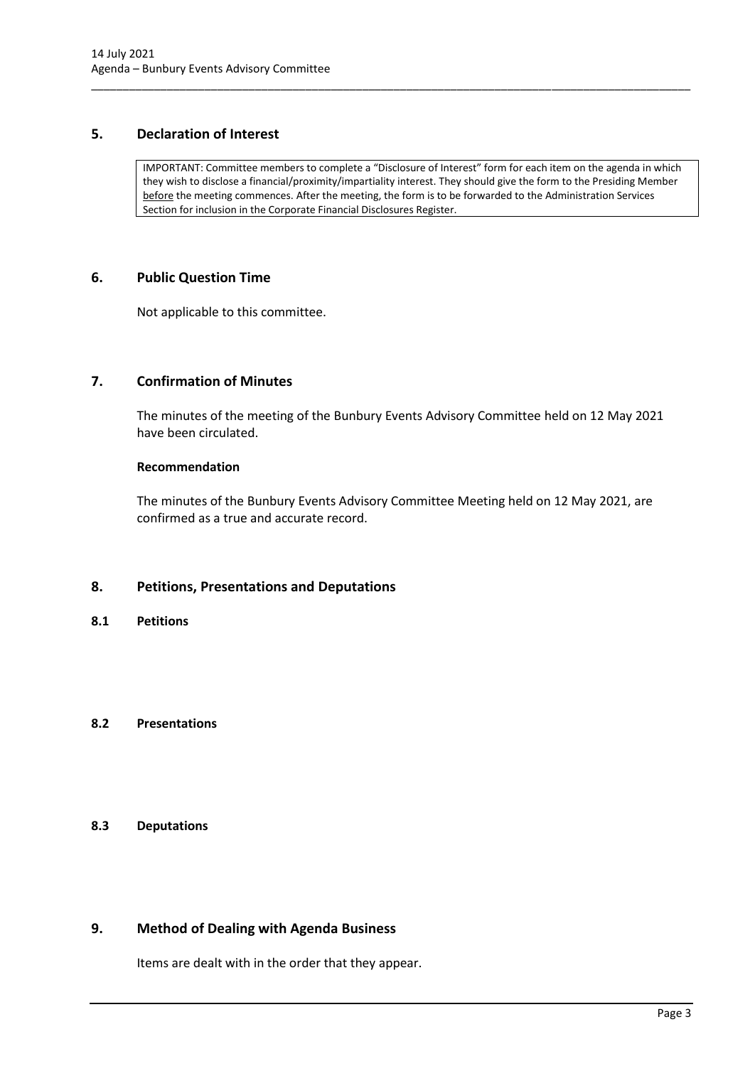## 5. Declaration of Interest

IMPORTANT: Committee members to complete a "Disclosure of Interest" form for each item on the agenda in which they wish to disclose a financial/proximity/impartiality interest. They should give the form to the Presiding Member before the meeting commences. After the meeting, the form is to be forwarded to the Administration Services Section for inclusion in the Corporate Financial Disclosures Register.

## 6. Public Question Time

Not applicable to this committee.

## 7. Confirmation of Minutes

The minutes of the meeting of the Bunbury Events Advisory Committee held on 12 May 2021 have been circulated.

**Recommendation**

The minutes of the Bunbury Events Advisory Committee Meeting held on 12 May 2021, are confirmed as a true and accurate record.

## 8. Petitions, Presentations and Deputations

### 8.1 Petitions

### 8.2 Presentations

### 8.3 Deputations

## 9. Method of Dealing with Agenda Business

Items are dealt with in the order that they appear.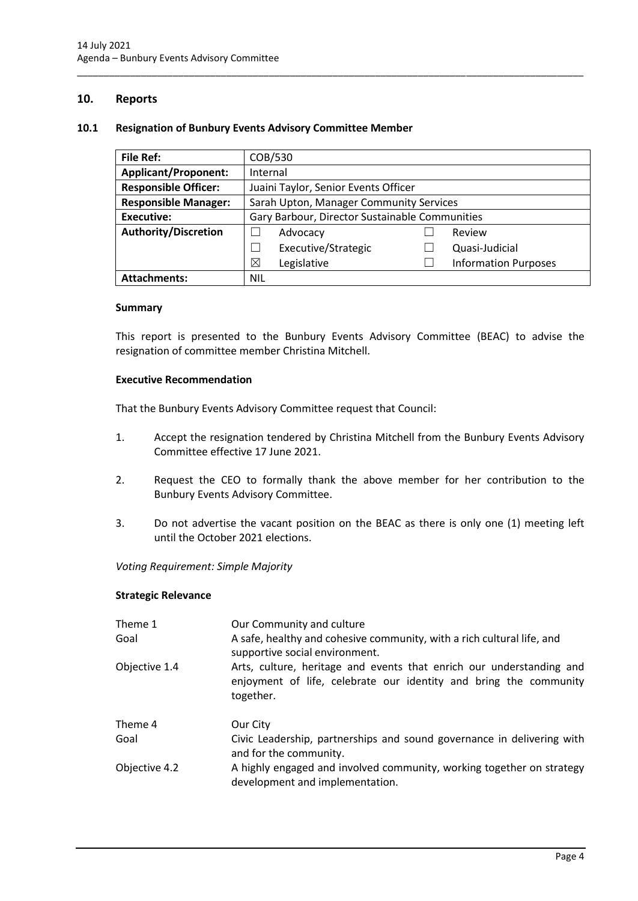## 10. Reports

### 10.1 Resignation of Bunbury Events Advisory Committee Member

| **File Ref:** | COB/530 | | |
|---|---|---|---|
| **Applicant/Proponent:** | Internal | | |
| **Responsible Officer:** | Juaini Taylor, Senior Events Officer | | |
| **Responsible Manager:** | Sarah Upton, Manager Community Services | | |
| **Executive:** | Gary Barbour, Director Sustainable Communities | | |
| **Authority/Discretion** | ☐ Advocacy | ☐ Review | |
| | ☐ Executive/Strategic | ☐ Quasi-Judicial | |
| | ☒ Legislative | ☐ Information Purposes | |
| **Attachments:** | NIL | | |

**Summary**

This report is presented to the Bunbury Events Advisory Committee (BEAC) to advise the resignation of committee member Christina Mitchell.

**Executive Recommendation**

That the Bunbury Events Advisory Committee request that Council:

1. Accept the resignation tendered by Christina Mitchell from the Bunbury Events Advisory Committee effective 17 June 2021.

2. Request the CEO to formally thank the above member for her contribution to the Bunbury Events Advisory Committee.

3. Do not advertise the vacant position on the BEAC as there is only one (1) meeting left until the October 2021 elections.

*Voting Requirement: Simple Majority*

**Strategic Relevance**

| | |
|---|---|
| Theme 1 | Our Community and culture |
| Goal | A safe, healthy and cohesive community, with a rich cultural life, and supportive social environment. |
| Objective 1.4 | Arts, culture, heritage and events that enrich our understanding and enjoyment of life, celebrate our identity and bring the community together. |
| Theme 4 | Our City |
| Goal | Civic Leadership, partnerships and sound governance in delivering with and for the community. |
| Objective 4.2 | A highly engaged and involved community, working together on strategy development and implementation. |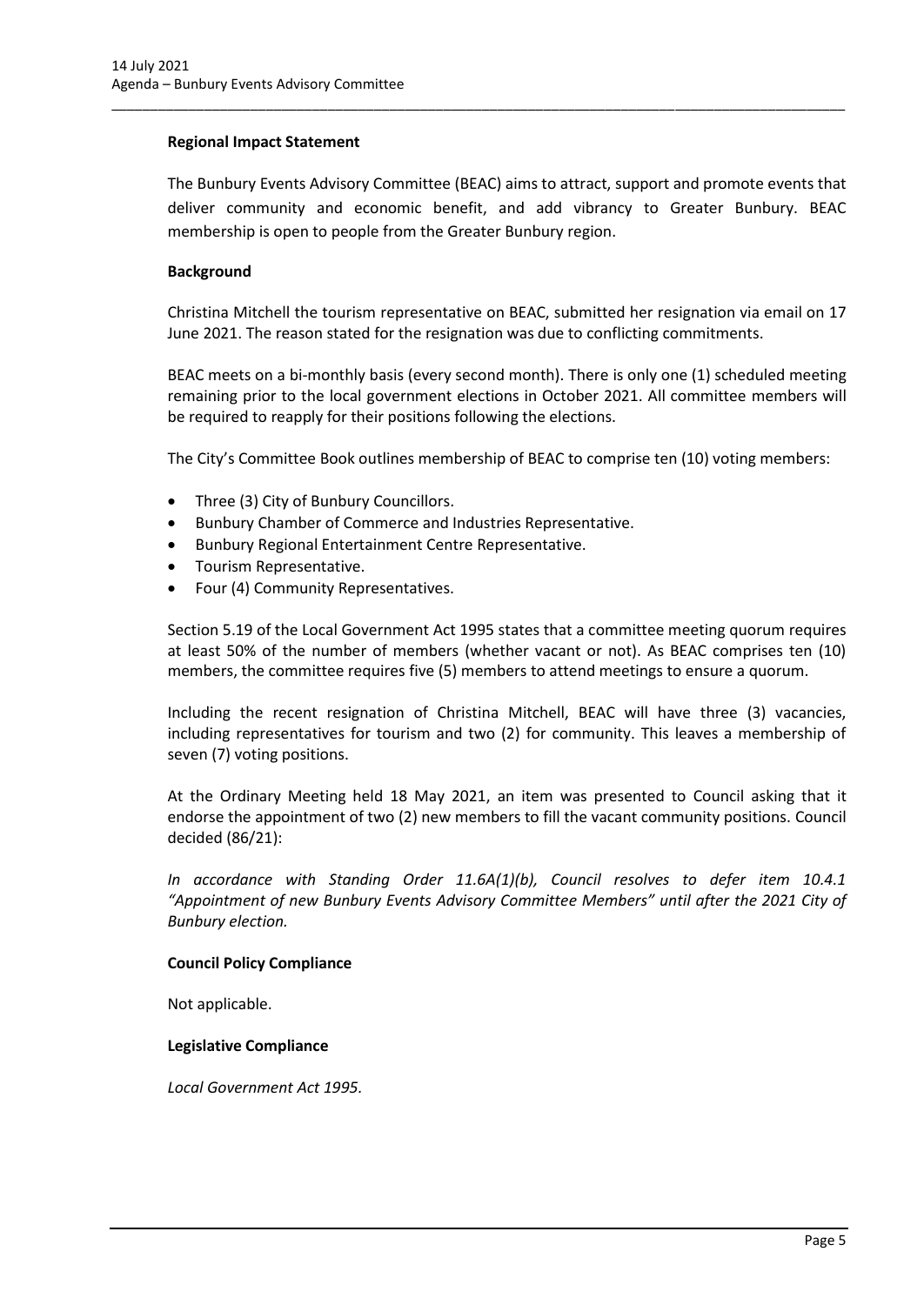**Regional Impact Statement**

The Bunbury Events Advisory Committee (BEAC) aims to attract, support and promote events that deliver community and economic benefit, and add vibrancy to Greater Bunbury. BEAC membership is open to people from the Greater Bunbury region.

**Background**

Christina Mitchell the tourism representative on BEAC, submitted her resignation via email on 17 June 2021. The reason stated for the resignation was due to conflicting commitments.

BEAC meets on a bi-monthly basis (every second month). There is only one (1) scheduled meeting remaining prior to the local government elections in October 2021. All committee members will be required to reapply for their positions following the elections.

The City's Committee Book outlines membership of BEAC to comprise ten (10) voting members:

- Three (3) City of Bunbury Councillors.
- Bunbury Chamber of Commerce and Industries Representative.
- Bunbury Regional Entertainment Centre Representative.
- Tourism Representative.
- Four (4) Community Representatives.

Section 5.19 of the Local Government Act 1995 states that a committee meeting quorum requires at least 50% of the number of members (whether vacant or not). As BEAC comprises ten (10) members, the committee requires five (5) members to attend meetings to ensure a quorum.

Including the recent resignation of Christina Mitchell, BEAC will have three (3) vacancies, including representatives for tourism and two (2) for community. This leaves a membership of seven (7) voting positions.

At the Ordinary Meeting held 18 May 2021, an item was presented to Council asking that it endorse the appointment of two (2) new members to fill the vacant community positions. Council decided (86/21):

*In accordance with Standing Order 11.6A(1)(b), Council resolves to defer item 10.4.1 "Appointment of new Bunbury Events Advisory Committee Members" until after the 2021 City of Bunbury election.*

**Council Policy Compliance**

Not applicable.

**Legislative Compliance**

*Local Government Act 1995.*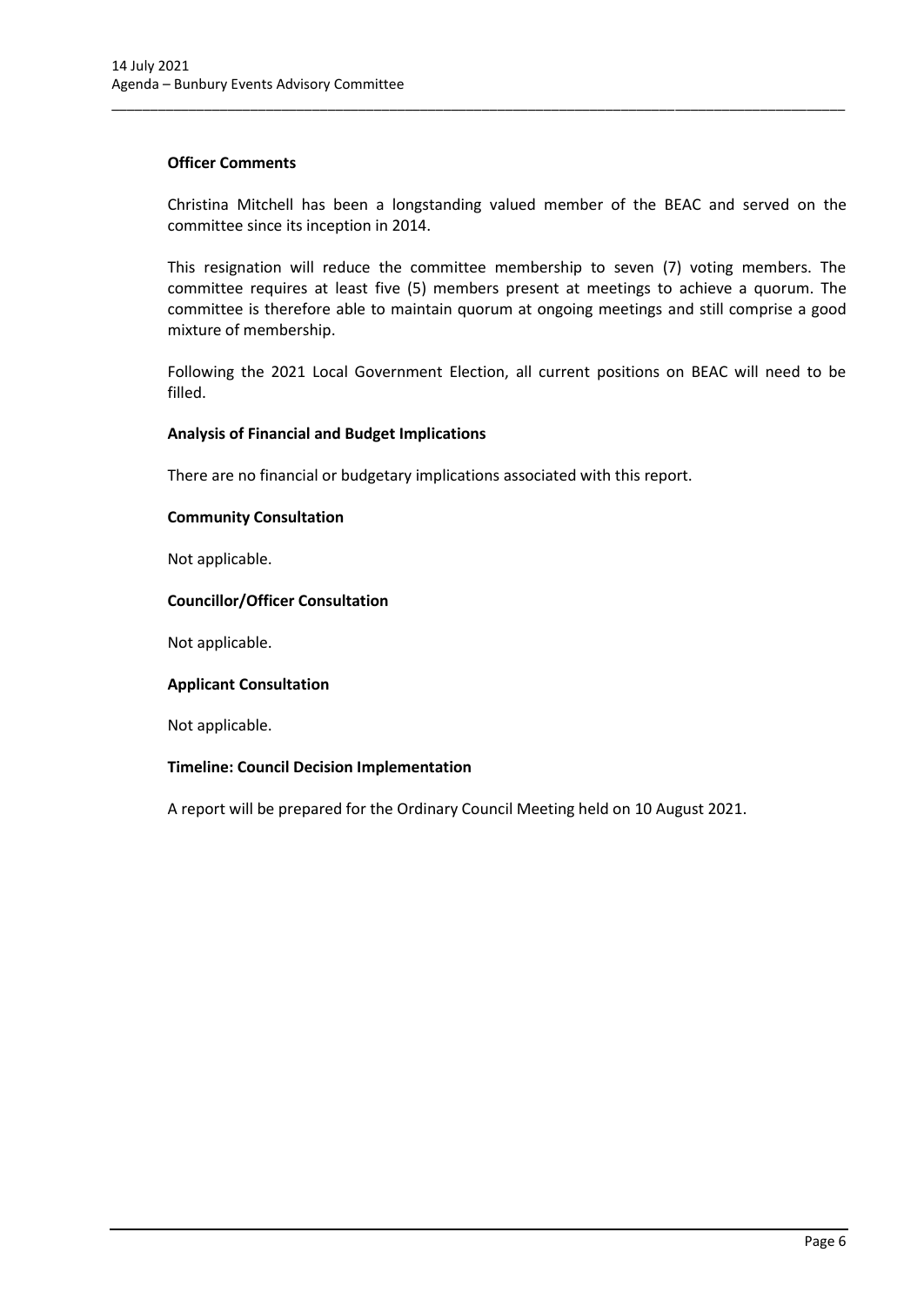**Officer Comments**

Christina Mitchell has been a longstanding valued member of the BEAC and served on the committee since its inception in 2014.

This resignation will reduce the committee membership to seven (7) voting members. The committee requires at least five (5) members present at meetings to achieve a quorum. The committee is therefore able to maintain quorum at ongoing meetings and still comprise a good mixture of membership.

Following the 2021 Local Government Election, all current positions on BEAC will need to be filled.

**Analysis of Financial and Budget Implications**

There are no financial or budgetary implications associated with this report.

**Community Consultation**

Not applicable.

**Councillor/Officer Consultation**

Not applicable.

**Applicant Consultation**

Not applicable.

**Timeline: Council Decision Implementation**

A report will be prepared for the Ordinary Council Meeting held on 10 August 2021.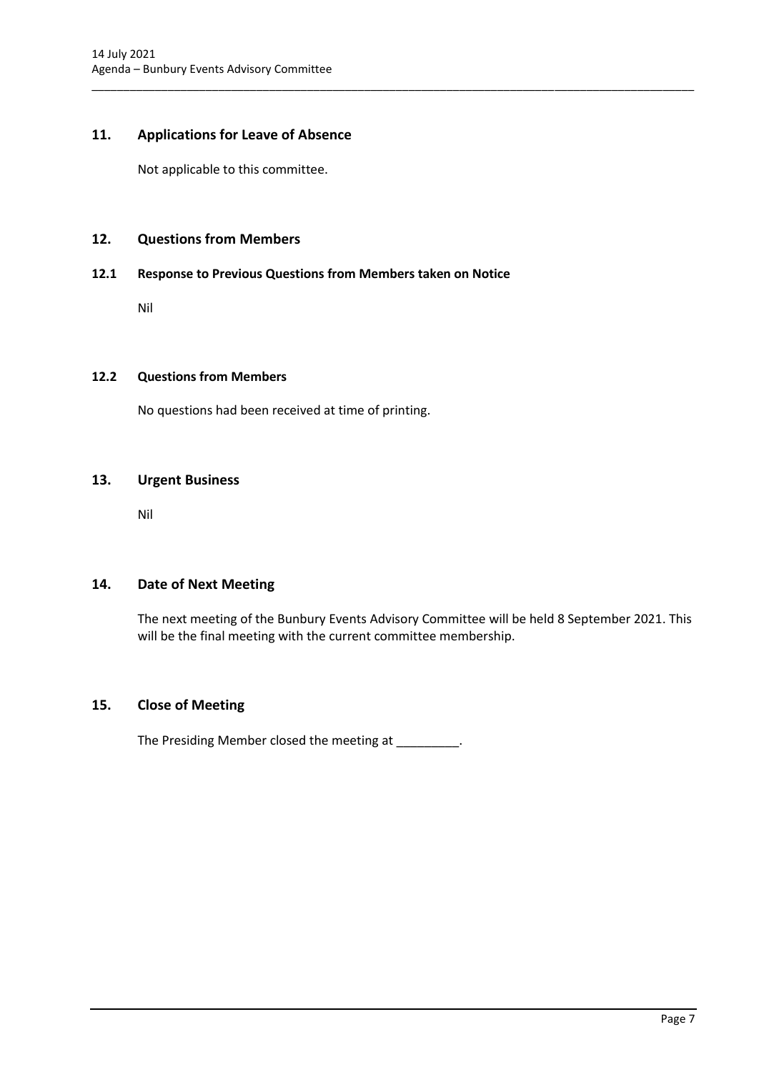## 11. Applications for Leave of Absence

Not applicable to this committee.

## 12. Questions from Members

### 12.1 Response to Previous Questions from Members taken on Notice

Nil

### 12.2 Questions from Members

No questions had been received at time of printing.

## 13. Urgent Business

Nil

## 14. Date of Next Meeting

The next meeting of the Bunbury Events Advisory Committee will be held 8 September 2021. This will be the final meeting with the current committee membership.

## 15. Close of Meeting

The Presiding Member closed the meeting at _________.